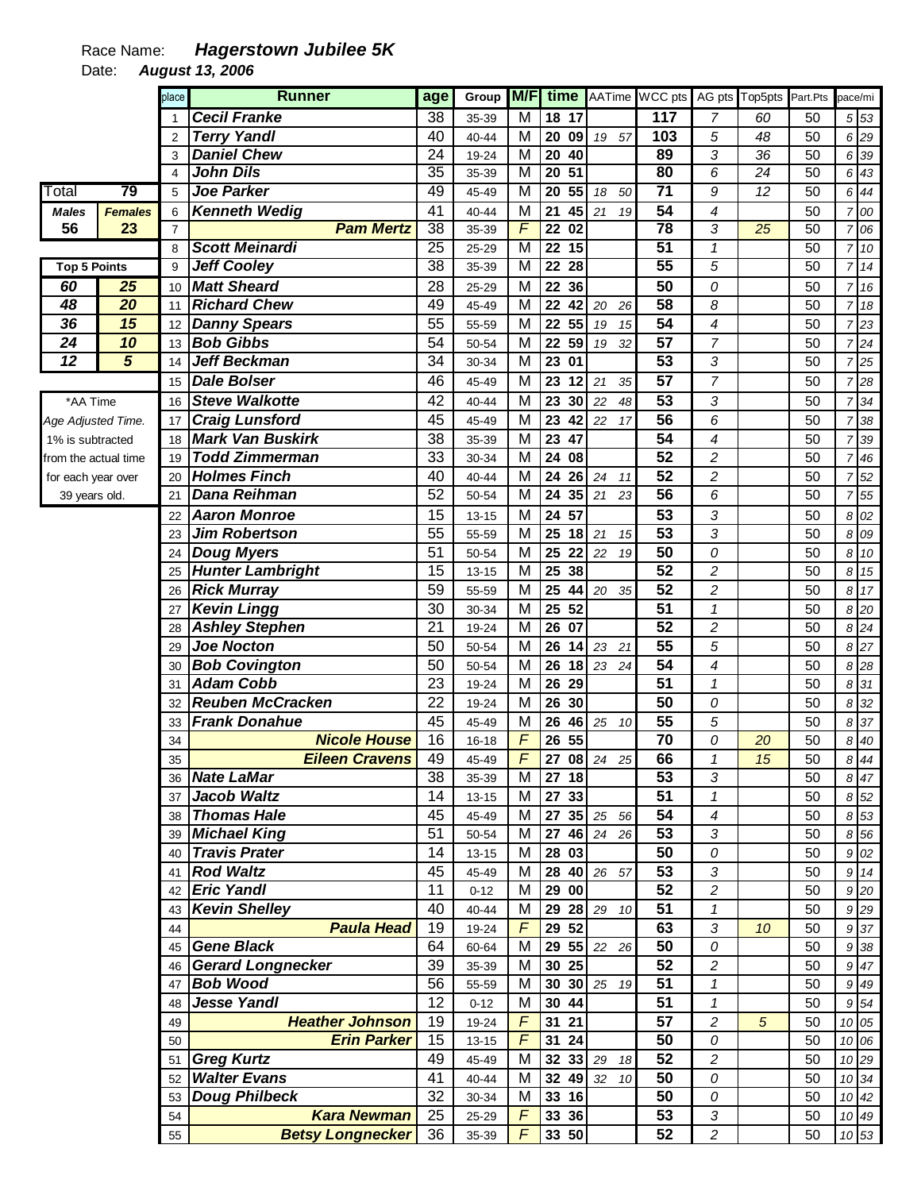Race Name: ***Hagerstown Jubilee 5K***

Date: ***August 13, 2006***

| Total | 79 |
|---|---|
| **Males** | **Females** |
| 56 | 23 |

| Top 5 Points | |
|---|---|
| 60 | 25 |
| 48 | 20 |
| 36 | 15 |
| 24 | 10 |
| 12 | 5 |

*AA Time
*Age Adjusted Time.*
1% is subtracted from the actual time for each year over 39 years old.

| place | Runner | age | Group | M/F | time | | AATime | | WCC pts | AG pts | Top5pts | Part.Pts | pace/mi | |
|---|---|---|---|---|---|---|---|---|---|---|---|---|---|---|
| 1 | Cecil Franke | 38 | 35-39 | M | 18 | 17 | | | 117 | 7 | 60 | 50 | 5 | 53 |
| 2 | Terry Yandl | 40 | 40-44 | M | 20 | 09 | 19 | 57 | 103 | 5 | 48 | 50 | 6 | 29 |
| 3 | Daniel Chew | 24 | 19-24 | M | 20 | 40 | | | 89 | 3 | 36 | 50 | 6 | 39 |
| 4 | John Dils | 35 | 35-39 | M | 20 | 51 | | | 80 | 6 | 24 | 50 | 6 | 43 |
| 5 | Joe Parker | 49 | 45-49 | M | 20 | 55 | 18 | 50 | 71 | 9 | 12 | 50 | 6 | 44 |
| 6 | Kenneth Wedig | 41 | 40-44 | M | 21 | 45 | 21 | 19 | 54 | 4 | | 50 | 7 | 00 |
| 7 | Pam Mertz | 38 | 35-39 | F | 22 | 02 | | | 78 | 3 | 25 | 50 | 7 | 06 |
| 8 | Scott Meinardi | 25 | 25-29 | M | 22 | 15 | | | 51 | 1 | | 50 | 7 | 10 |
| 9 | Jeff Cooley | 38 | 35-39 | M | 22 | 28 | | | 55 | 5 | | 50 | 7 | 14 |
| 10 | Matt Sheard | 28 | 25-29 | M | 22 | 36 | | | 50 | 0 | | 50 | 7 | 16 |
| 11 | Richard Chew | 49 | 45-49 | M | 22 | 42 | 20 | 26 | 58 | 8 | | 50 | 7 | 18 |
| 12 | Danny Spears | 55 | 55-59 | M | 22 | 55 | 19 | 15 | 54 | 4 | | 50 | 7 | 23 |
| 13 | Bob Gibbs | 54 | 50-54 | M | 22 | 59 | 19 | 32 | 57 | 7 | | 50 | 7 | 24 |
| 14 | Jeff Beckman | 34 | 30-34 | M | 23 | 01 | | | 53 | 3 | | 50 | 7 | 25 |
| 15 | Dale Bolser | 46 | 45-49 | M | 23 | 12 | 21 | 35 | 57 | 7 | | 50 | 7 | 28 |
| 16 | Steve Walkotte | 42 | 40-44 | M | 23 | 30 | 22 | 48 | 53 | 3 | | 50 | 7 | 34 |
| 17 | Craig Lunsford | 45 | 45-49 | M | 23 | 42 | 22 | 17 | 56 | 6 | | 50 | 7 | 38 |
| 18 | Mark Van Buskirk | 38 | 35-39 | M | 23 | 47 | | | 54 | 4 | | 50 | 7 | 39 |
| 19 | Todd Zimmerman | 33 | 30-34 | M | 24 | 08 | | | 52 | 2 | | 50 | 7 | 46 |
| 20 | Holmes Finch | 40 | 40-44 | M | 24 | 26 | 24 | 11 | 52 | 2 | | 50 | 7 | 52 |
| 21 | Dana Reihman | 52 | 50-54 | M | 24 | 35 | 21 | 23 | 56 | 6 | | 50 | 7 | 55 |
| 22 | Aaron Monroe | 15 | 13-15 | M | 24 | 57 | | | 53 | 3 | | 50 | 8 | 02 |
| 23 | Jim Robertson | 55 | 55-59 | M | 25 | 18 | 21 | 15 | 53 | 3 | | 50 | 8 | 09 |
| 24 | Doug Myers | 51 | 50-54 | M | 25 | 22 | 22 | 19 | 50 | 0 | | 50 | 8 | 10 |
| 25 | Hunter Lambright | 15 | 13-15 | M | 25 | 38 | | | 52 | 2 | | 50 | 8 | 15 |
| 26 | Rick Murray | 59 | 55-59 | M | 25 | 44 | 20 | 35 | 52 | 2 | | 50 | 8 | 17 |
| 27 | Kevin Lingg | 30 | 30-34 | M | 25 | 52 | | | 51 | 1 | | 50 | 8 | 20 |
| 28 | Ashley Stephen | 21 | 19-24 | M | 26 | 07 | | | 52 | 2 | | 50 | 8 | 24 |
| 29 | Joe Nocton | 50 | 50-54 | M | 26 | 14 | 23 | 21 | 55 | 5 | | 50 | 8 | 27 |
| 30 | Bob Covington | 50 | 50-54 | M | 26 | 18 | 23 | 24 | 54 | 4 | | 50 | 8 | 28 |
| 31 | Adam Cobb | 23 | 19-24 | M | 26 | 29 | | | 51 | 1 | | 50 | 8 | 31 |
| 32 | Reuben McCracken | 22 | 19-24 | M | 26 | 30 | | | 50 | 0 | | 50 | 8 | 32 |
| 33 | Frank Donahue | 45 | 45-49 | M | 26 | 46 | 25 | 10 | 55 | 5 | | 50 | 8 | 37 |
| 34 | Nicole House | 16 | 16-18 | F | 26 | 55 | | | 70 | 0 | 20 | 50 | 8 | 40 |
| 35 | Eileen Cravens | 49 | 45-49 | F | 27 | 08 | 24 | 25 | 66 | 1 | 15 | 50 | 8 | 44 |
| 36 | Nate LaMar | 38 | 35-39 | M | 27 | 18 | | | 53 | 3 | | 50 | 8 | 47 |
| 37 | Jacob Waltz | 14 | 13-15 | M | 27 | 33 | | | 51 | 1 | | 50 | 8 | 52 |
| 38 | Thomas Hale | 45 | 45-49 | M | 27 | 35 | 25 | 56 | 54 | 4 | | 50 | 8 | 53 |
| 39 | Michael King | 51 | 50-54 | M | 27 | 46 | 24 | 26 | 53 | 3 | | 50 | 8 | 56 |
| 40 | Travis Prater | 14 | 13-15 | M | 28 | 03 | | | 50 | 0 | | 50 | 9 | 02 |
| 41 | Rod Waltz | 45 | 45-49 | M | 28 | 40 | 26 | 57 | 53 | 3 | | 50 | 9 | 14 |
| 42 | Eric Yandl | 11 | 0-12 | M | 29 | 00 | | | 52 | 2 | | 50 | 9 | 20 |
| 43 | Kevin Shelley | 40 | 40-44 | M | 29 | 28 | 29 | 10 | 51 | 1 | | 50 | 9 | 29 |
| 44 | Paula Head | 19 | 19-24 | F | 29 | 52 | | | 63 | 3 | 10 | 50 | 9 | 37 |
| 45 | Gene Black | 64 | 60-64 | M | 29 | 55 | 22 | 26 | 50 | 0 | | 50 | 9 | 38 |
| 46 | Gerard Longnecker | 39 | 35-39 | M | 30 | 25 | | | 52 | 2 | | 50 | 9 | 47 |
| 47 | Bob Wood | 56 | 55-59 | M | 30 | 30 | 25 | 19 | 51 | 1 | | 50 | 9 | 49 |
| 48 | Jesse Yandl | 12 | 0-12 | M | 30 | 44 | | | 51 | 1 | | 50 | 9 | 54 |
| 49 | Heather Johnson | 19 | 19-24 | F | 31 | 21 | | | 57 | 2 | 5 | 50 | 10 | 05 |
| 50 | Erin Parker | 15 | 13-15 | F | 31 | 24 | | | 50 | 0 | | 50 | 10 | 06 |
| 51 | Greg Kurtz | 49 | 45-49 | M | 32 | 33 | 29 | 18 | 52 | 2 | | 50 | 10 | 29 |
| 52 | Walter Evans | 41 | 40-44 | M | 32 | 49 | 32 | 10 | 50 | 0 | | 50 | 10 | 34 |
| 53 | Doug Philbeck | 32 | 30-34 | M | 33 | 16 | | | 50 | 0 | | 50 | 10 | 42 |
| 54 | Kara Newman | 25 | 25-29 | F | 33 | 36 | | | 53 | 3 | | 50 | 10 | 49 |
| 55 | Betsy Longnecker | 36 | 35-39 | F | 33 | 50 | | | 52 | 2 | | 50 | 10 | 53 |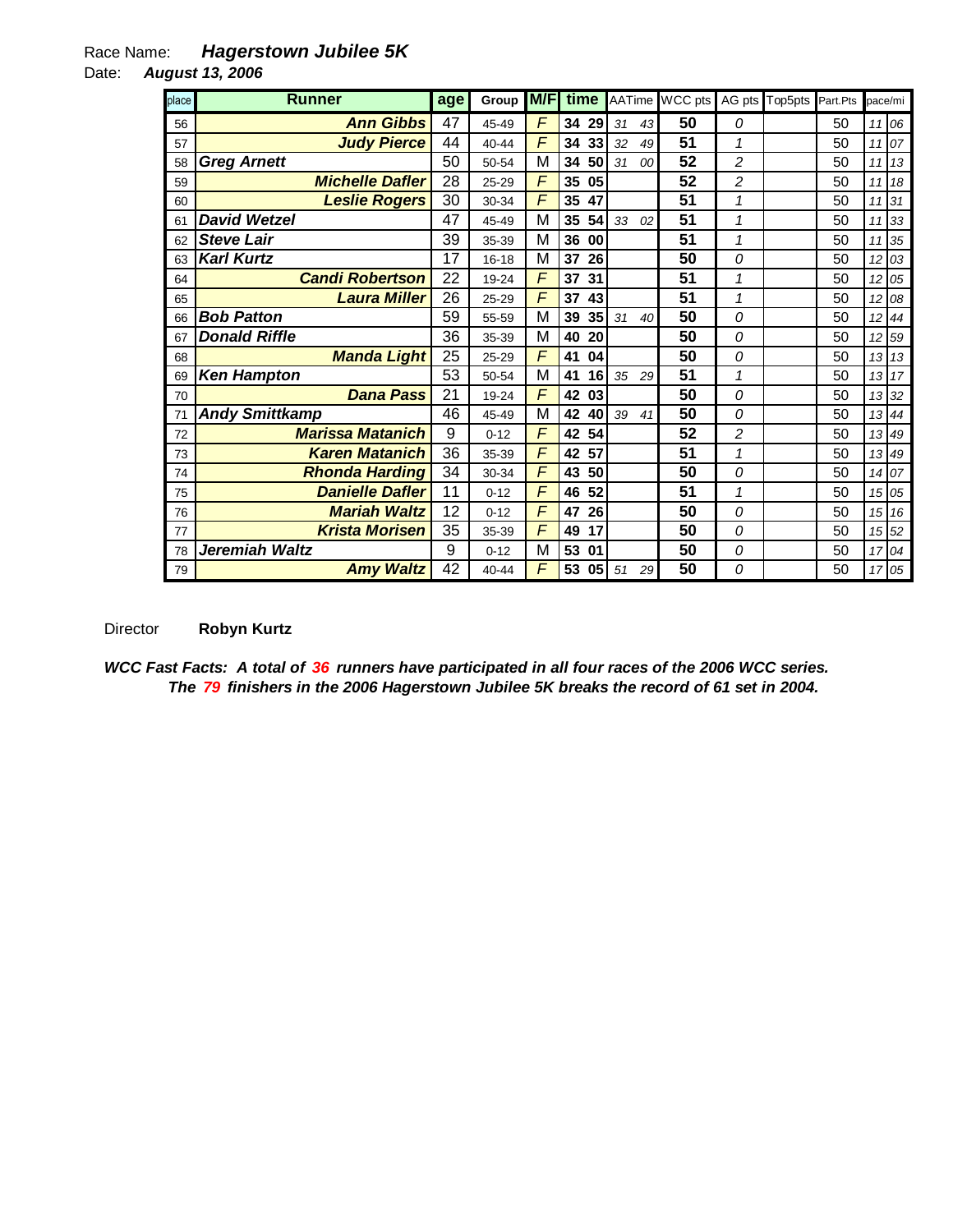Race Name: ***Hagerstown Jubilee 5K***

Date: ***August 13, 2006***

| place | Runner | age | Group | M/F | time | AATime | WCC pts | AG pts | Top5pts | Part.Pts | pace/mi |
|---|---|---|---|---|---|---|---|---|---|---|---|
| 56 | ***Ann Gibbs*** | 47 | 45-49 | *F* | **34 29** | *31 43* | **50** | *0* | | 50 | *11 06* |
| 57 | ***Judy Pierce*** | 44 | 40-44 | *F* | **34 33** | *32 49* | **51** | *1* | | 50 | *11 07* |
| 58 | ***Greg Arnett*** | 50 | 50-54 | M | **34 50** | *31 00* | **52** | *2* | | 50 | *11 13* |
| 59 | ***Michelle Dafler*** | 28 | 25-29 | *F* | **35 05** | | **52** | *2* | | 50 | *11 18* |
| 60 | ***Leslie Rogers*** | 30 | 30-34 | *F* | **35 47** | | **51** | *1* | | 50 | *11 31* |
| 61 | ***David Wetzel*** | 47 | 45-49 | M | **35 54** | *33 02* | **51** | *1* | | 50 | *11 33* |
| 62 | ***Steve Lair*** | 39 | 35-39 | M | **36 00** | | **51** | *1* | | 50 | *11 35* |
| 63 | ***Karl Kurtz*** | 17 | 16-18 | M | **37 26** | | **50** | *0* | | 50 | *12 03* |
| 64 | ***Candi Robertson*** | 22 | 19-24 | *F* | **37 31** | | **51** | *1* | | 50 | *12 05* |
| 65 | ***Laura Miller*** | 26 | 25-29 | *F* | **37 43** | | **51** | *1* | | 50 | *12 08* |
| 66 | ***Bob Patton*** | 59 | 55-59 | M | **39 35** | *31 40* | **50** | *0* | | 50 | *12 44* |
| 67 | ***Donald Riffle*** | 36 | 35-39 | M | **40 20** | | **50** | *0* | | 50 | *12 59* |
| 68 | ***Manda Light*** | 25 | 25-29 | *F* | **41 04** | | **50** | *0* | | 50 | *13 13* |
| 69 | ***Ken Hampton*** | 53 | 50-54 | M | **41 16** | *35 29* | **51** | *1* | | 50 | *13 17* |
| 70 | ***Dana Pass*** | 21 | 19-24 | *F* | **42 03** | | **50** | *0* | | 50 | *13 32* |
| 71 | ***Andy Smittkamp*** | 46 | 45-49 | M | **42 40** | *39 41* | **50** | *0* | | 50 | *13 44* |
| 72 | ***Marissa Matanich*** | 9 | 0-12 | *F* | **42 54** | | **52** | *2* | | 50 | *13 49* |
| 73 | ***Karen Matanich*** | 36 | 35-39 | *F* | **42 57** | | **51** | *1* | | 50 | *13 49* |
| 74 | ***Rhonda Harding*** | 34 | 30-34 | *F* | **43 50** | | **50** | *0* | | 50 | *14 07* |
| 75 | ***Danielle Dafler*** | 11 | 0-12 | *F* | **46 52** | | **51** | *1* | | 50 | *15 05* |
| 76 | ***Mariah Waltz*** | 12 | 0-12 | *F* | **47 26** | | **50** | *0* | | 50 | *15 16* |
| 77 | ***Krista Morisen*** | 35 | 35-39 | *F* | **49 17** | | **50** | *0* | | 50 | *15 52* |
| 78 | ***Jeremiah Waltz*** | 9 | 0-12 | M | **53 01** | | **50** | *0* | | 50 | *17 04* |
| 79 | ***Amy Waltz*** | 42 | 40-44 | *F* | **53 05** | *51 29* | **50** | *0* | | 50 | *17 05* |

Director **Robyn Kurtz**

***WCC Fast Facts: A total of 36 runners have participated in all four races of the 2006 WCC series.***
***The 79 finishers in the 2006 Hagerstown Jubilee 5K breaks the record of 61 set in 2004.***